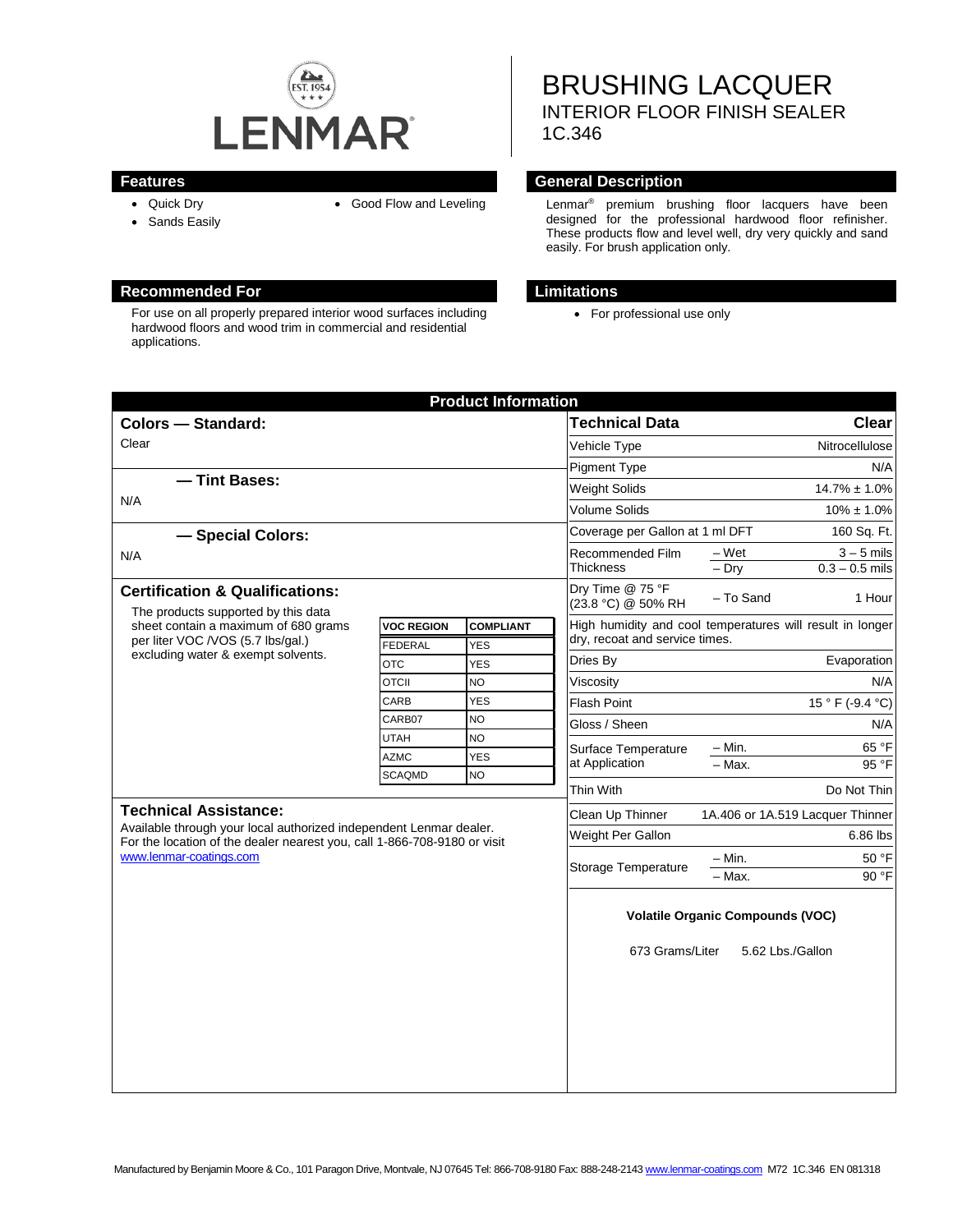LENMAR

# BRUSHING LACQUER

## INTERIOR FLOOR FINISH SEALER

## 1C.346

## Features

- Quick Dry
- Sands Easily
- Good Flow and Leveling

## General Description

Lenmar® premium brushing floor lacquers have been designed for the professional hardwood floor refinisher. These products flow and level well, dry very quickly and sand easily. For brush application only.

## Recommended For

For use on all properly prepared interior wood surfaces including hardwood floors and wood trim in commercial and residential applications.

## Limitations

- For professional use only

## Product Information

### Colors — Standard:

Clear

### — Tint Bases:

N/A

### — Special Colors:

N/A

### Certification & Qualifications:

The products supported by this data sheet contain a maximum of 680 grams per liter VOC /VOS (5.7 lbs/gal.) excluding water & exempt solvents.

| VOC REGION | COMPLIANT |
|---|---|
| FEDERAL | YES |
| OTC | YES |
| OTCII | NO |
| CARB | YES |
| CARB07 | NO |
| UTAH | NO |
| AZMC | YES |
| SCAQMD | NO |

### Technical Assistance:

Available through your local authorized independent Lenmar dealer. For the location of the dealer nearest you, call 1-866-708-9180 or visit www.lenmar-coatings.com

| Technical Data | | Clear |
|---|---|---|
| Vehicle Type | | Nitrocellulose |
| Pigment Type | | N/A |
| Weight Solids | | 14.7% ± 1.0% |
| Volume Solids | | 10% ± 1.0% |
| Coverage per Gallon at 1 ml DFT | | 160 Sq. Ft. |
| Recommended Film Thickness | – Wet | 3 – 5 mils |
| | – Dry | 0.3 – 0.5 mils |
| Dry Time @ 75 °F (23.8 °C) @ 50% RH | – To Sand | 1 Hour |
| High humidity and cool temperatures will result in longer dry, recoat and service times. | | |
| Dries By | | Evaporation |
| Viscosity | | N/A |
| Flash Point | | 15 ° F (-9.4 °C) |
| Gloss / Sheen | | N/A |
| Surface Temperature at Application | – Min. | 65 °F |
| | – Max. | 95 °F |
| Thin With | | Do Not Thin |
| Clean Up Thinner | | 1A.406 or 1A.519 Lacquer Thinner |
| Weight Per Gallon | | 6.86 lbs |
| Storage Temperature | – Min. | 50 °F |
| | – Max. | 90 °F |

**Volatile Organic Compounds (VOC)**

673 Grams/Liter 5.62 Lbs./Gallon

Manufactured by Benjamin Moore & Co., 101 Paragon Drive, Montvale, NJ 07645 Tel: 866-708-9180 Fax: 888-248-2143 www.lenmar-coatings.com M72 1C.346 EN 081318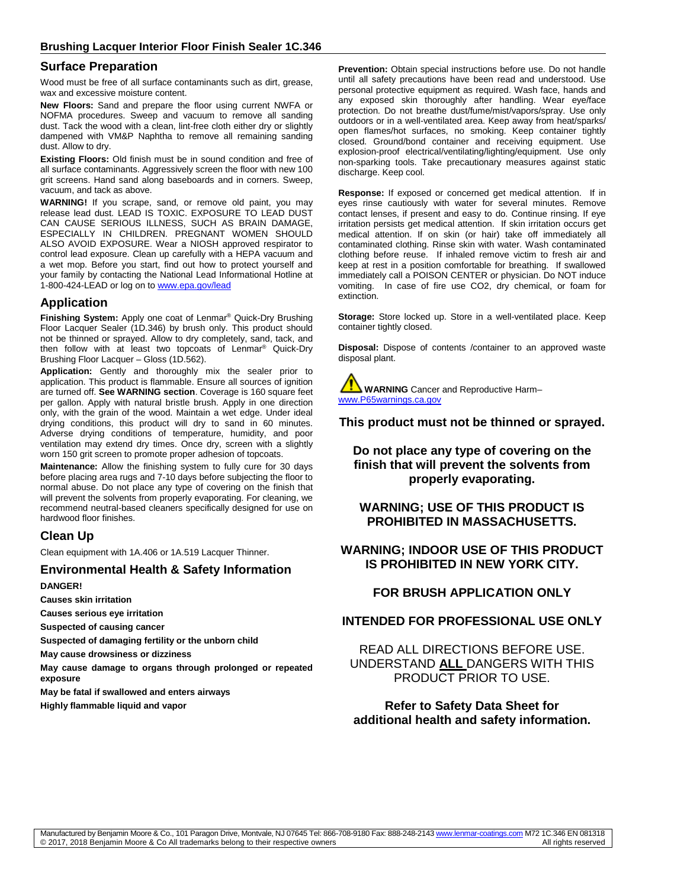## Brushing Lacquer Interior Floor Finish Sealer 1C.346

## Surface Preparation

Wood must be free of all surface contaminants such as dirt, grease, wax and excessive moisture content.

**New Floors:** Sand and prepare the floor using current NWFA or NOFMA procedures. Sweep and vacuum to remove all sanding dust. Tack the wood with a clean, lint-free cloth either dry or slightly dampened with VM&P Naphtha to remove all remaining sanding dust. Allow to dry.

**Existing Floors:** Old finish must be in sound condition and free of all surface contaminants. Aggressively screen the floor with new 100 grit screens. Hand sand along baseboards and in corners. Sweep, vacuum, and tack as above.

**WARNING!** If you scrape, sand, or remove old paint, you may release lead dust. LEAD IS TOXIC. EXPOSURE TO LEAD DUST CAN CAUSE SERIOUS ILLNESS, SUCH AS BRAIN DAMAGE, ESPECIALLY IN CHILDREN. PREGNANT WOMEN SHOULD ALSO AVOID EXPOSURE. Wear a NIOSH approved respirator to control lead exposure. Clean up carefully with a HEPA vacuum and a wet mop. Before you start, find out how to protect yourself and your family by contacting the National Lead Informational Hotline at 1-800-424-LEAD or log on to www.epa.gov/lead

## Application

**Finishing System:** Apply one coat of Lenmar® Quick-Dry Brushing Floor Lacquer Sealer (1D.346) by brush only. This product should not be thinned or sprayed. Allow to dry completely, sand, tack, and then follow with at least two topcoats of Lenmar® Quick-Dry Brushing Floor Lacquer – Gloss (1D.562).

**Application:** Gently and thoroughly mix the sealer prior to application. This product is flammable. Ensure all sources of ignition are turned off. **See WARNING section**. Coverage is 160 square feet per gallon. Apply with natural bristle brush. Apply in one direction only, with the grain of the wood. Maintain a wet edge. Under ideal drying conditions, this product will dry to sand in 60 minutes. Adverse drying conditions of temperature, humidity, and poor ventilation may extend dry times. Once dry, screen with a slightly worn 150 grit screen to promote proper adhesion of topcoats.

**Maintenance:** Allow the finishing system to fully cure for 30 days before placing area rugs and 7-10 days before subjecting the floor to normal abuse. Do not place any type of covering on the finish that will prevent the solvents from properly evaporating. For cleaning, we recommend neutral-based cleaners specifically designed for use on hardwood floor finishes.

## Clean Up

Clean equipment with 1A.406 or 1A.519 Lacquer Thinner.

## Environmental Health & Safety Information

**DANGER!**

**Causes skin irritation**

**Causes serious eye irritation**

**Suspected of causing cancer**

**Suspected of damaging fertility or the unborn child**

**May cause drowsiness or dizziness**

**May cause damage to organs through prolonged or repeated exposure**

**May be fatal if swallowed and enters airways**

**Highly flammable liquid and vapor**

**Prevention:** Obtain special instructions before use. Do not handle until all safety precautions have been read and understood. Use personal protective equipment as required. Wash face, hands and any exposed skin thoroughly after handling. Wear eye/face protection. Do not breathe dust/fume/mist/vapors/spray. Use only outdoors or in a well-ventilated area. Keep away from heat/sparks/ open flames/hot surfaces, no smoking. Keep container tightly closed. Ground/bond container and receiving equipment. Use explosion-proof electrical/ventilating/lighting/equipment. Use only non-sparking tools. Take precautionary measures against static discharge. Keep cool.

**Response:** If exposed or concerned get medical attention. If in eyes rinse cautiously with water for several minutes. Remove contact lenses, if present and easy to do. Continue rinsing. If eye irritation persists get medical attention. If skin irritation occurs get medical attention. If on skin (or hair) take off immediately all contaminated clothing. Rinse skin with water. Wash contaminated clothing before reuse. If inhaled remove victim to fresh air and keep at rest in a position comfortable for breathing. If swallowed immediately call a POISON CENTER or physician. Do NOT induce vomiting. In case of fire use CO2, dry chemical, or foam for extinction.

**Storage:** Store locked up. Store in a well-ventilated place. Keep container tightly closed.

**Disposal:** Dispose of contents /container to an approved waste disposal plant.

**WARNING** Cancer and Reproductive Harm– www.P65warnings.ca.gov

**This product must not be thinned or sprayed.**

**Do not place any type of covering on the finish that will prevent the solvents from properly evaporating.**

**WARNING; USE OF THIS PRODUCT IS PROHIBITED IN MASSACHUSETTS.**

**WARNING; INDOOR USE OF THIS PRODUCT IS PROHIBITED IN NEW YORK CITY.**

**FOR BRUSH APPLICATION ONLY**

**INTENDED FOR PROFESSIONAL USE ONLY**

READ ALL DIRECTIONS BEFORE USE. UNDERSTAND **ALL** DANGERS WITH THIS PRODUCT PRIOR TO USE.

**Refer to Safety Data Sheet for additional health and safety information.**

Manufactured by Benjamin Moore & Co., 101 Paragon Drive, Montvale, NJ 07645 Tel: 866-708-9180 Fax: 888-248-2143 www.lenmar-coatings.com M72 1C.346 EN 081318
© 2017, 2018 Benjamin Moore & Co All trademarks belong to their respective owners All rights reserved